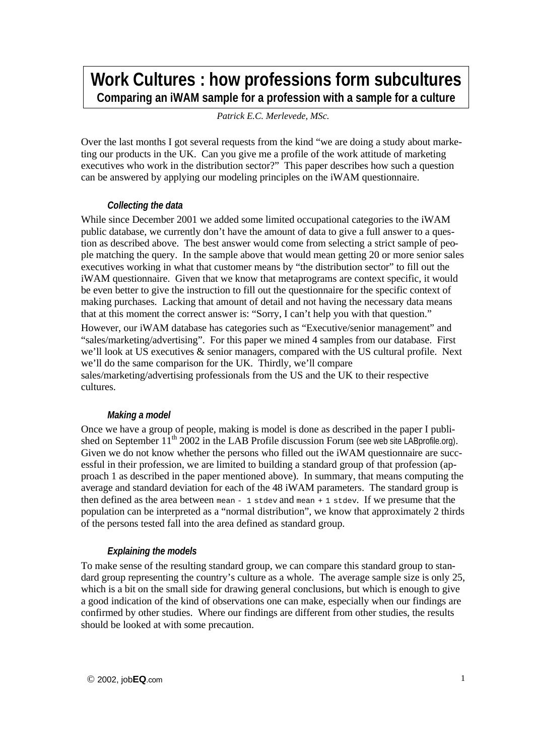# Work Cultures : how professions form subcultures

**Comparing an iWAM sample for a profession with a sample for a culture**

*Patrick E.C. Merlevede, MSc.*

Over the last months I got several requests from the kind "we are doing a study about marketing our products in the UK. Can you give me a profile of the work attitude of marketing executives who work in the distribution sector?" This paper describes how such a question can be answered by applying our modeling principles on the iWAM questionnaire.

### *Collecting the data*

While since December 2001 we added some limited occupational categories to the iWAM public database, we currently don't have the amount of data to give a full answer to a question as described above. The best answer would come from selecting a strict sample of people matching the query. In the sample above that would mean getting 20 or more senior sales executives working in what that customer means by "the distribution sector" to fill out the iWAM questionnaire. Given that we know that metaprograms are context specific, it would be even better to give the instruction to fill out the questionnaire for the specific context of making purchases. Lacking that amount of detail and not having the necessary data means that at this moment the correct answer is: "Sorry, I can't help you with that question."

However, our iWAM database has categories such as "Executive/senior management" and "sales/marketing/advertising". For this paper we mined 4 samples from our database. First we'll look at US executives & senior managers, compared with the US cultural profile. Next we'll do the same comparison for the UK. Thirdly, we'll compare sales/marketing/advertising professionals from the US and the UK to their respective cultures.

### *Making a model*

Once we have a group of people, making is model is done as described in the paper I published on September 11th 2002 in the LAB Profile discussion Forum (see web site LABprofile.org). Given we do not know whether the persons who filled out the iWAM questionnaire are successful in their profession, we are limited to building a standard group of that profession (approach 1 as described in the paper mentioned above). In summary, that means computing the average and standard deviation for each of the 48 iWAM parameters. The standard group is then defined as the area between `mean - 1 stdev` and `mean + 1 stdev`. If we presume that the population can be interpreted as a "normal distribution", we know that approximately 2 thirds of the persons tested fall into the area defined as standard group.

### *Explaining the models*

To make sense of the resulting standard group, we can compare this standard group to standard group representing the country's culture as a whole. The average sample size is only 25, which is a bit on the small side for drawing general conclusions, but which is enough to give a good indication of the kind of observations one can make, especially when our findings are confirmed by other studies. Where our findings are different from other studies, the results should be looked at with some precaution.

© 2002, job**EQ**.com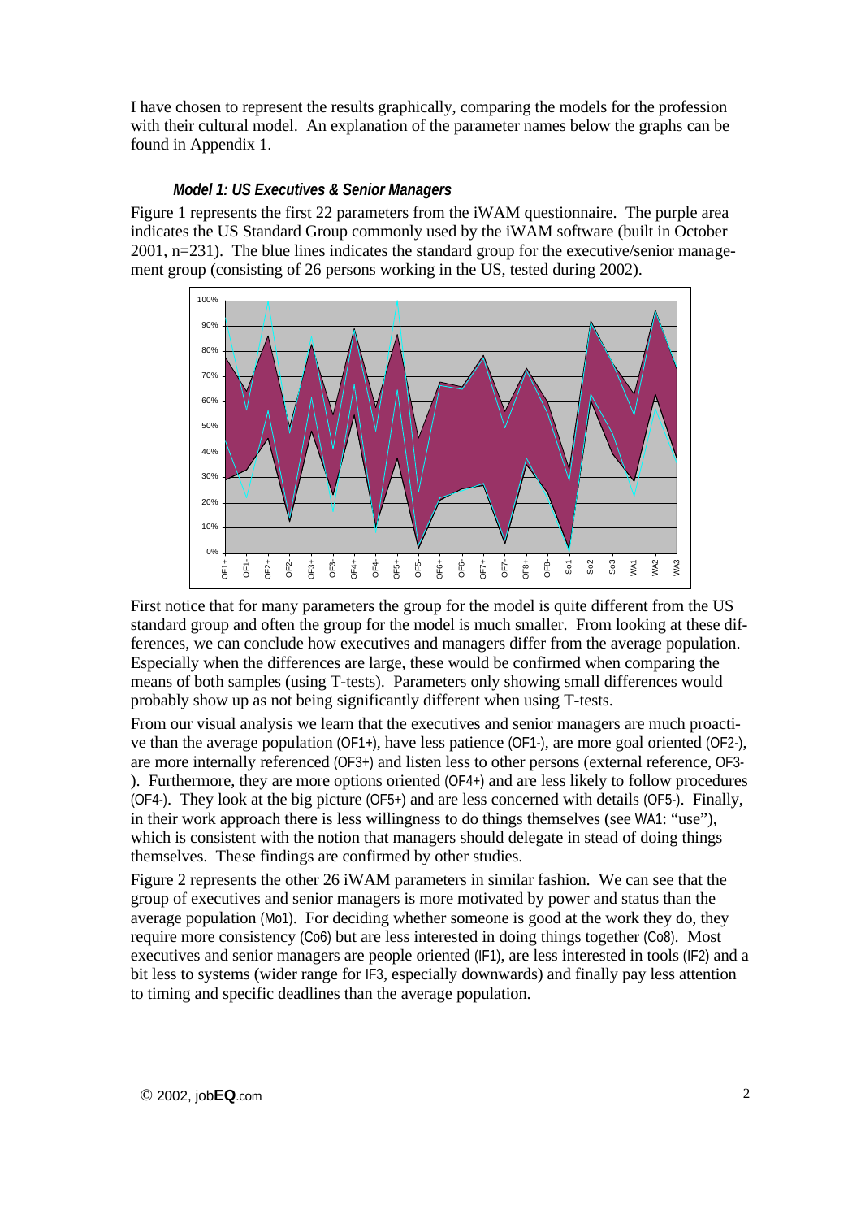I have chosen to represent the results graphically, comparing the models for the profession with their cultural model. An explanation of the parameter names below the graphs can be found in Appendix 1.

### *Model 1: US Executives & Senior Managers*

Figure 1 represents the first 22 parameters from the iWAM questionnaire. The purple area indicates the US Standard Group commonly used by the iWAM software (built in October 2001, n=231). The blue lines indicates the standard group for the executive/senior management group (consisting of 26 persons working in the US, tested during 2002).

First notice that for many parameters the group for the model is quite different from the US standard group and often the group for the model is much smaller. From looking at these differences, we can conclude how executives and managers differ from the average population. Especially when the differences are large, these would be confirmed when comparing the means of both samples (using T-tests). Parameters only showing small differences would probably show up as not being significantly different when using T-tests.

From our visual analysis we learn that the executives and senior managers are much proactive than the average population (OF1+), have less patience (OF1-), are more goal oriented (OF2-), are more internally referenced (OF3+) and listen less to other persons (external reference, OF3-). Furthermore, they are more options oriented (OF4+) and are less likely to follow procedures (OF4-). They look at the big picture (OF5+) and are less concerned with details (OF5-). Finally, in their work approach there is less willingness to do things themselves (see WA1: "use"), which is consistent with the notion that managers should delegate in stead of doing things themselves. These findings are confirmed by other studies.

Figure 2 represents the other 26 iWAM parameters in similar fashion. We can see that the group of executives and senior managers is more motivated by power and status than the average population (Mo1). For deciding whether someone is good at the work they do, they require more consistency (Co6) but are less interested in doing things together (Co8). Most executives and senior managers are people oriented (IF1), are less interested in tools (IF2) and a bit less to systems (wider range for IF3, especially downwards) and finally pay less attention to timing and specific deadlines than the average population.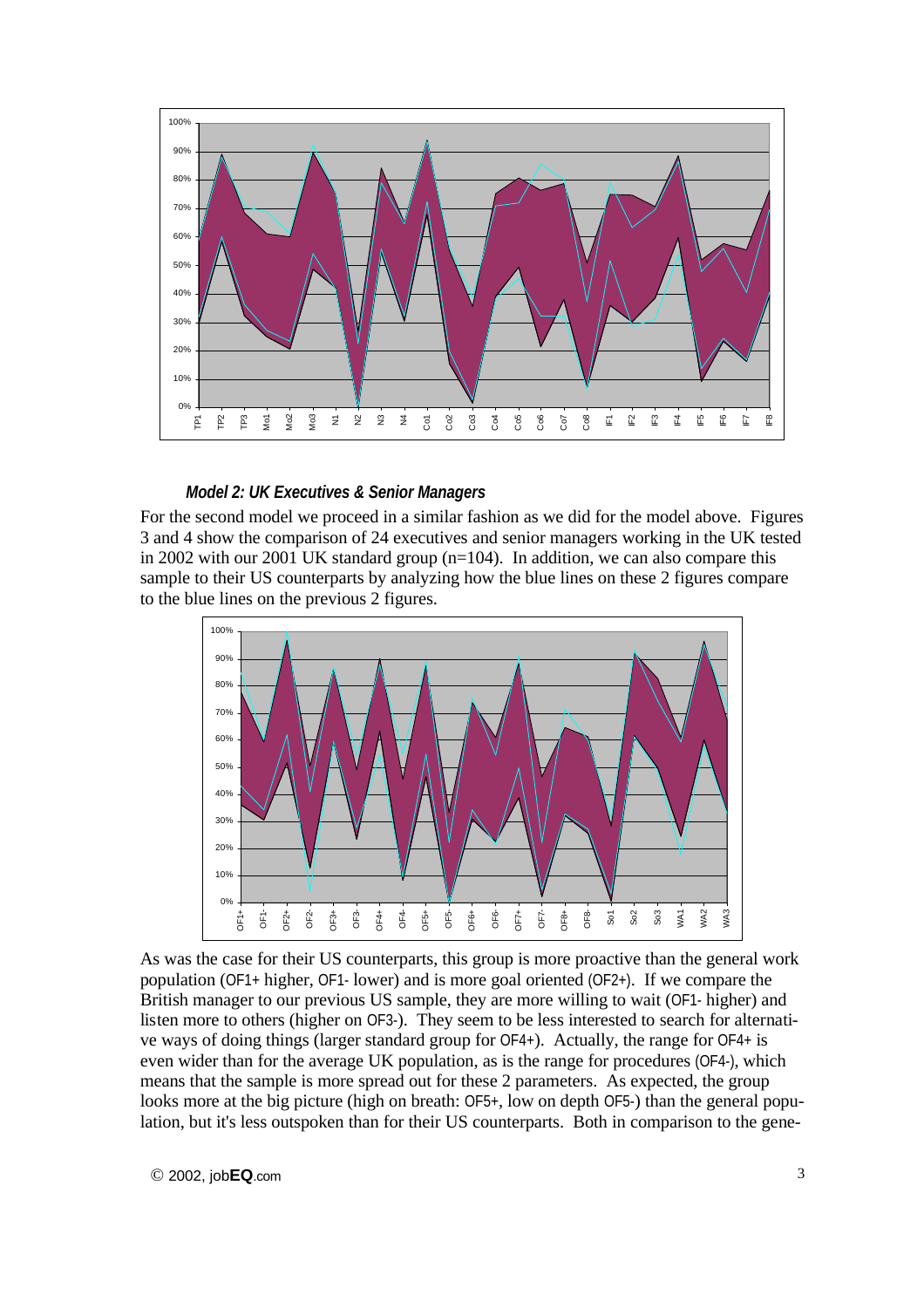***Model 2: UK Executives & Senior Managers***

For the second model we proceed in a similar fashion as we did for the model above. Figures 3 and 4 show the comparison of 24 executives and senior managers working in the UK tested in 2002 with our 2001 UK standard group (n=104). In addition, we can also compare this sample to their US counterparts by analyzing how the blue lines on these 2 figures compare to the blue lines on the previous 2 figures.

As was the case for their US counterparts, this group is more proactive than the general work population (OF1+ higher, OF1- lower) and is more goal oriented (OF2+). If we compare the British manager to our previous US sample, they are more willing to wait (OF1- higher) and listen more to others (higher on OF3-). They seem to be less interested to search for alternative ways of doing things (larger standard group for OF4+). Actually, the range for OF4+ is even wider than for the average UK population, as is the range for procedures (OF4-), which means that the sample is more spread out for these 2 parameters. As expected, the group looks more at the big picture (high on breath: OF5+, low on depth OF5-) than the general population, but it's less outspoken than for their US counterparts. Both in comparison to the gene-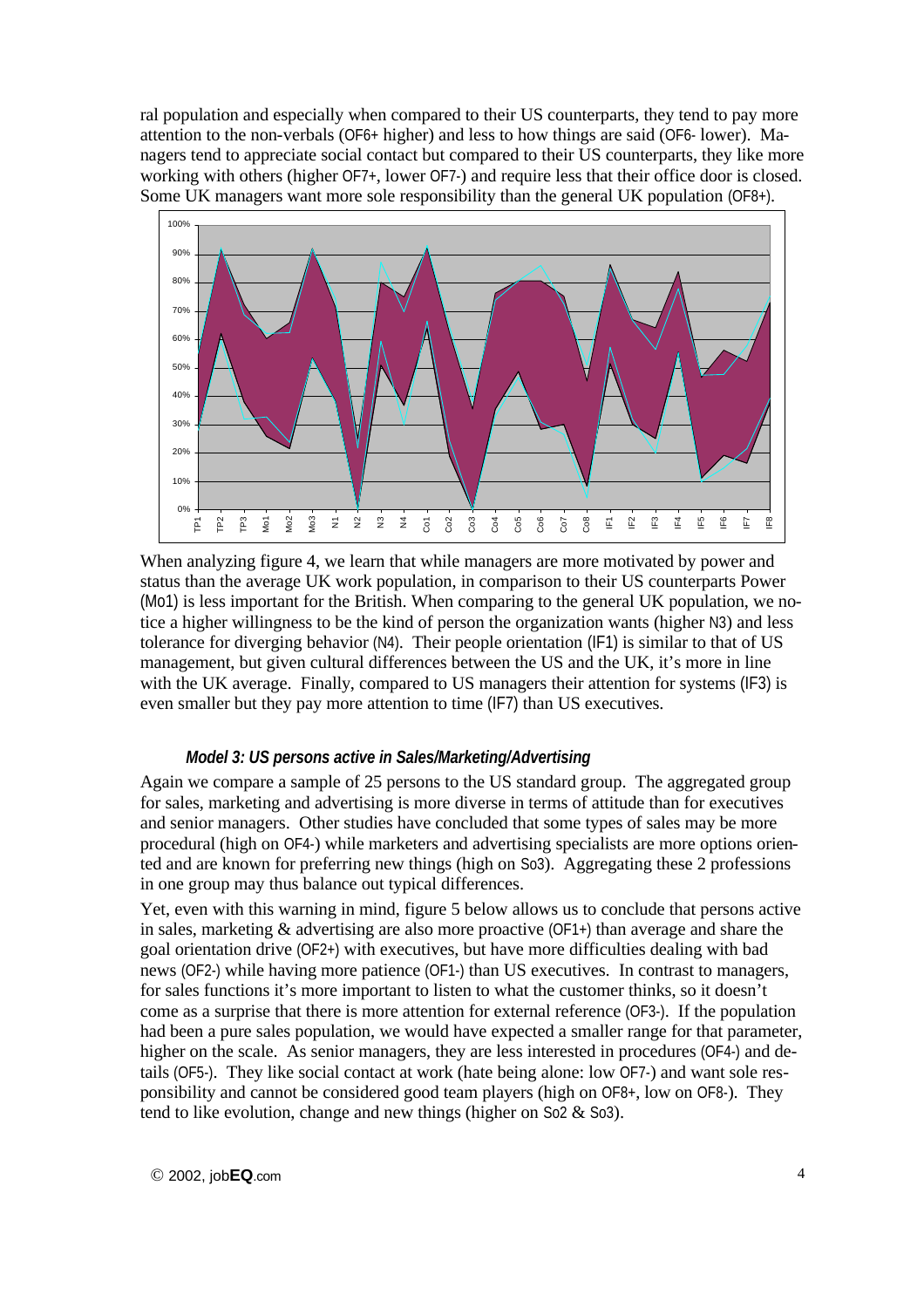ral population and especially when compared to their US counterparts, they tend to pay more attention to the non-verbals (OF6+ higher) and less to how things are said (OF6- lower). Managers tend to appreciate social contact but compared to their US counterparts, they like more working with others (higher OF7+, lower OF7-) and require less that their office door is closed. Some UK managers want more sole responsibility than the general UK population (OF8+).

When analyzing figure 4, we learn that while managers are more motivated by power and status than the average UK work population, in comparison to their US counterparts Power (Mo1) is less important for the British. When comparing to the general UK population, we notice a higher willingness to be the kind of person the organization wants (higher N3) and less tolerance for diverging behavior (N4). Their people orientation (IF1) is similar to that of US management, but given cultural differences between the US and the UK, it's more in line with the UK average. Finally, compared to US managers their attention for systems (IF3) is even smaller but they pay more attention to time (IF7) than US executives.

### *Model 3: US persons active in Sales/Marketing/Advertising*

Again we compare a sample of 25 persons to the US standard group. The aggregated group for sales, marketing and advertising is more diverse in terms of attitude than for executives and senior managers. Other studies have concluded that some types of sales may be more procedural (high on OF4-) while marketers and advertising specialists are more options oriented and are known for preferring new things (high on So3). Aggregating these 2 professions in one group may thus balance out typical differences.

Yet, even with this warning in mind, figure 5 below allows us to conclude that persons active in sales, marketing & advertising are also more proactive (OF1+) than average and share the goal orientation drive (OF2+) with executives, but have more difficulties dealing with bad news (OF2-) while having more patience (OF1-) than US executives. In contrast to managers, for sales functions it's more important to listen to what the customer thinks, so it doesn't come as a surprise that there is more attention for external reference (OF3-). If the population had been a pure sales population, we would have expected a smaller range for that parameter, higher on the scale. As senior managers, they are less interested in procedures (OF4-) and details (OF5-). They like social contact at work (hate being alone: low OF7-) and want sole responsibility and cannot be considered good team players (high on OF8+, low on OF8-). They tend to like evolution, change and new things (higher on So2 & So3).

© 2002, job**EQ**.com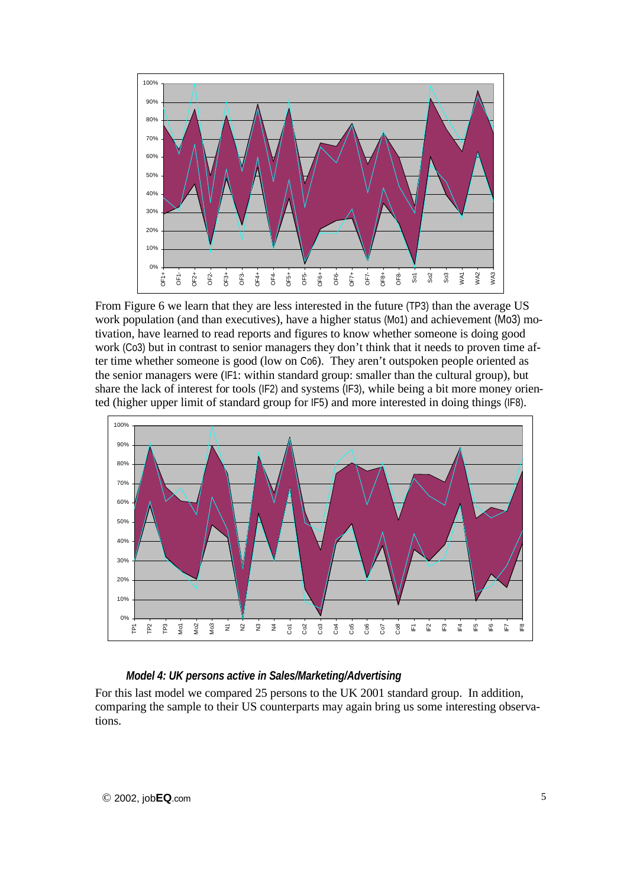From Figure 6 we learn that they are less interested in the future (TP3) than the average US work population (and than executives), have a higher status (Mo1) and achievement (Mo3) motivation, have learned to read reports and figures to know whether someone is doing good work (Co3) but in contrast to senior managers they don't think that it needs to proven time after time whether someone is good (low on Co6). They aren't outspoken people oriented as the senior managers were (IF1: within standard group: smaller than the cultural group), but share the lack of interest for tools (IF2) and systems (IF3), while being a bit more money oriented (higher upper limit of standard group for IF5) and more interested in doing things (IF8).

***Model 4: UK persons active in Sales/Marketing/Advertising***

For this last model we compared 25 persons to the UK 2001 standard group. In addition, comparing the sample to their US counterparts may again bring us some interesting observations.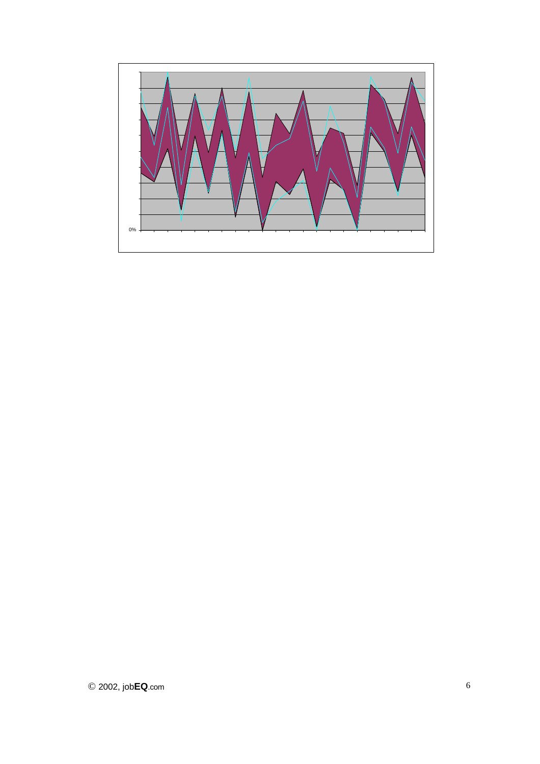0%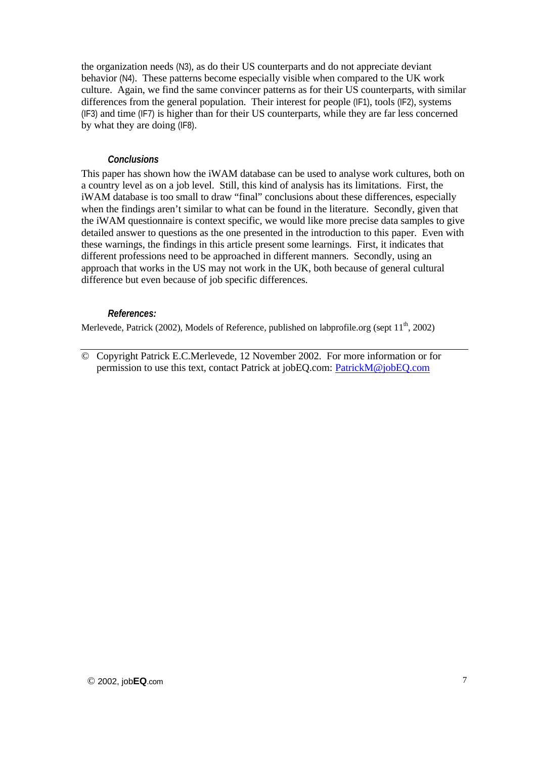the organization needs (N3), as do their US counterparts and do not appreciate deviant behavior (N4). These patterns become especially visible when compared to the UK work culture. Again, we find the same convincer patterns as for their US counterparts, with similar differences from the general population. Their interest for people (IF1), tools (IF2), systems (IF3) and time (IF7) is higher than for their US counterparts, while they are far less concerned by what they are doing (IF8).

### *Conclusions*

This paper has shown how the iWAM database can be used to analyse work cultures, both on a country level as on a job level. Still, this kind of analysis has its limitations. First, the iWAM database is too small to draw "final" conclusions about these differences, especially when the findings aren't similar to what can be found in the literature. Secondly, given that the iWAM questionnaire is context specific, we would like more precise data samples to give detailed answer to questions as the one presented in the introduction to this paper. Even with these warnings, the findings in this article present some learnings. First, it indicates that different professions need to be approached in different manners. Secondly, using an approach that works in the US may not work in the UK, both because of general cultural difference but even because of job specific differences.

### *References:*

Merlevede, Patrick (2002), Models of Reference, published on labprofile.org (sept 11th, 2002)

---

© Copyright Patrick E.C.Merlevede, 12 November 2002. For more information or for permission to use this text, contact Patrick at jobEQ.com: PatrickM@jobEQ.com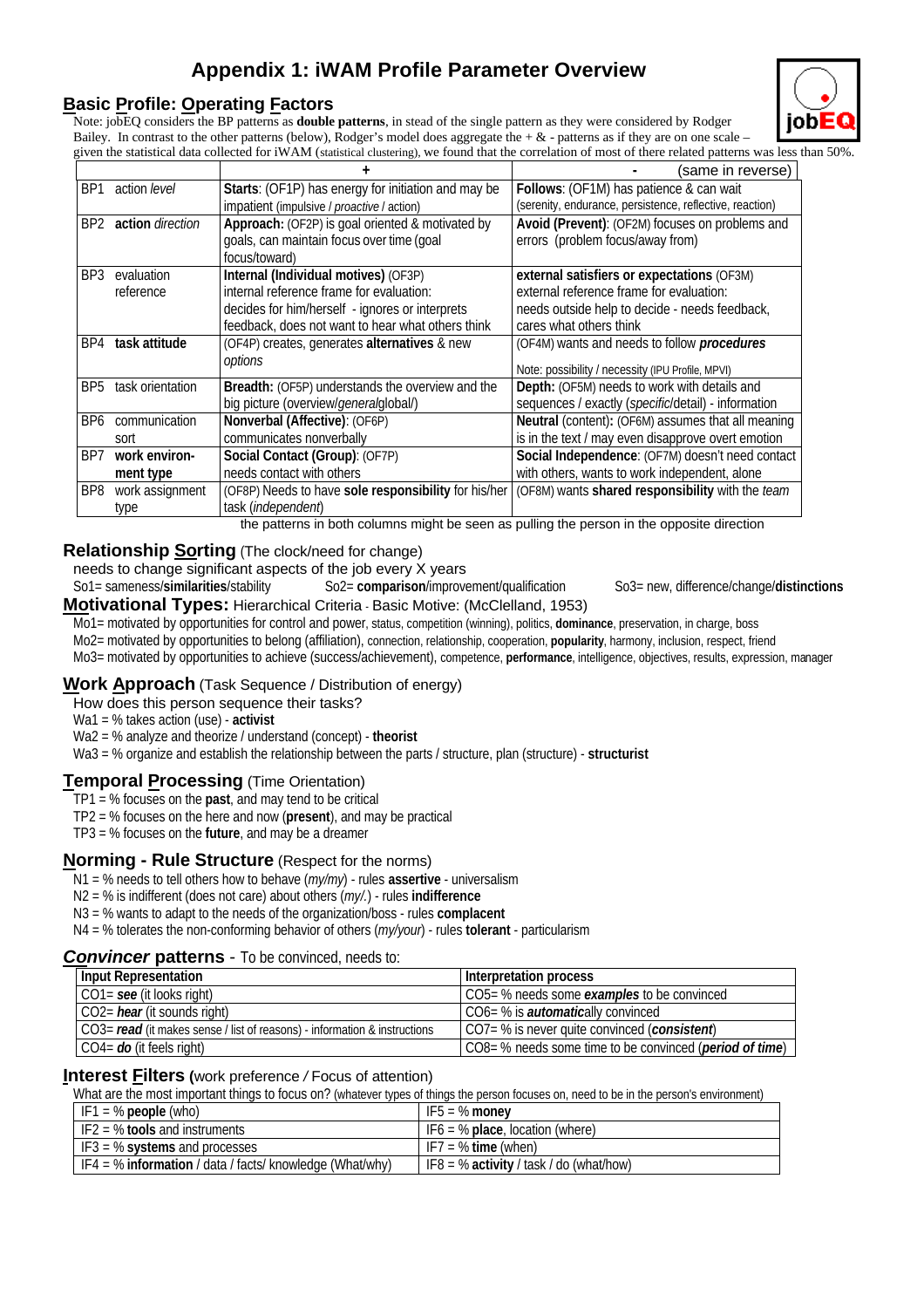# Appendix 1: iWAM Profile Parameter Overview

## Basic Profile: Operating Factors

Note: jobEQ considers the BP patterns as **double patterns**, in stead of the single pattern as they were considered by Rodger Bailey. In contrast to the other patterns (below), Rodger's model does aggregate the + & - patterns as if they are on one scale – given the statistical data collected for iWAM (statistical clustering), we found that the correlation of most of there related patterns was less than 50%.

| | | + | - (same in reverse) |
|---|---|---|---|
| BP1 | action *level* | **Starts**: (OF1P) has energy for initiation and may be impatient (impulsive / *proactive* / action) | **Follows**: (OF1M) has patience & can wait (serenity, endurance, persistence, reflective, reaction) |
| BP2 | **action** *direction* | **Approach:** (OF2P) is goal oriented & motivated by goals, can maintain focus over time (goal focus/toward) | **Avoid (Prevent)**: (OF2M) focuses on problems and errors (problem focus/away from) |
| BP3 | evaluation reference | **Internal (Individual motives)** (OF3P) internal reference frame for evaluation: decides for him/herself - ignores or interprets feedback, does not want to hear what others think | **external satisfiers or expectations** (OF3M) external reference frame for evaluation: needs outside help to decide - needs feedback, cares what others think |
| BP4 | **task attitude** | (OF4P) creates, generates **alternatives** & new *options* | (OF4M) wants and needs to follow ***procedures*** Note: possibility / necessity (IPU Profile, MPVI) |
| BP5 | task orientation | **Breadth:** (OF5P) understands the overview and the big picture (overview/*general*global/) | **Depth:** (OF5M) needs to work with details and sequences / exactly (*specific*/detail) - information |
| BP6 | communication sort | **Nonverbal (Affective)**: (OF6P) communicates nonverbally | **Neutral** (content)**:** (OF6M) assumes that all meaning is in the text / may even disapprove overt emotion |
| BP7 | **work environ-ment type** | **Social Contact (Group)**: (OF7P) needs contact with others | **Social Independence**: (OF7M) doesn't need contact with others, wants to work independent, alone |
| BP8 | work assignment type | (OF8P) Needs to have **sole responsibility** for his/her task (*independent*) | (OF8M) wants **shared responsibility** with the *team* |

the patterns in both columns might be seen as pulling the person in the opposite direction

## Relationship Sorting (The clock/need for change)

needs to change significant aspects of the job every X years

So1= sameness/**similarities**/stability    So2= **comparison**/improvement/qualification    So3= new, difference/change/**distinctions**

## Motivational Types: Hierarchical Criteria - Basic Motive: (McClelland, 1953)

Mo1= motivated by opportunities for control and power, status, competition (winning), politics, **dominance**, preservation, in charge, boss

Mo2= motivated by opportunities to belong (affiliation), connection, relationship, cooperation, **popularity**, harmony, inclusion, respect, friend

Mo3= motivated by opportunities to achieve (success/achievement), competence, **performance**, intelligence, objectives, results, expression, manager

## Work Approach (Task Sequence / Distribution of energy)

How does this person sequence their tasks?

Wa1 = % takes action (use) - **activist**

Wa2 = % analyze and theorize / understand (concept) - **theorist**

Wa3 = % organize and establish the relationship between the parts / structure, plan (structure) - **structurist**

## Temporal Processing (Time Orientation)

TP1 = % focuses on the **past**, and may tend to be critical

TP2 = % focuses on the here and now (**present**), and may be practical

TP3 = % focuses on the **future**, and may be a dreamer

## Norming - Rule Structure (Respect for the norms)

N1 = % needs to tell others how to behave (*my/my*) - rules **assertive** - universalism

N2 = % is indifferent (does not care) about others (*my/.*) - rules **indifference**

N3 = % wants to adapt to the needs of the organization/boss - rules **complacent**

N4 = % tolerates the non-conforming behavior of others (*my/your*) - rules **tolerant** - particularism

## *Convincer* patterns - To be convinced, needs to:

| Input Representation | Interpretation process |
|---|---|
| CO1= ***see*** (it looks right) | CO5= % needs some ***examples*** to be convinced |
| CO2= ***hear*** (it sounds right) | CO6= % is ***automatic***ally convinced |
| CO3= ***read*** (it makes sense / list of reasons) - information & instructions | CO7= % is never quite convinced (***consistent***) |
| CO4= ***do*** (it feels right) | CO8= % needs some time to be convinced (***period of time***) |

## Interest Filters (work preference / Focus of attention)

What are the most important things to focus on? (whatever types of things the person focuses on, need to be in the person's environment)

| | |
|---|---|
| IF1 = % **people** (who) | IF5 = % **money** |
| IF2 = % **tools** and instruments | IF6 = % **place**, location (where) |
| IF3 = % **systems** and processes | IF7 = % **time** (when) |
| IF4 = % **information** / data / facts/ knowledge (What/why) | IF8 = % **activity** / task / do (what/how) |